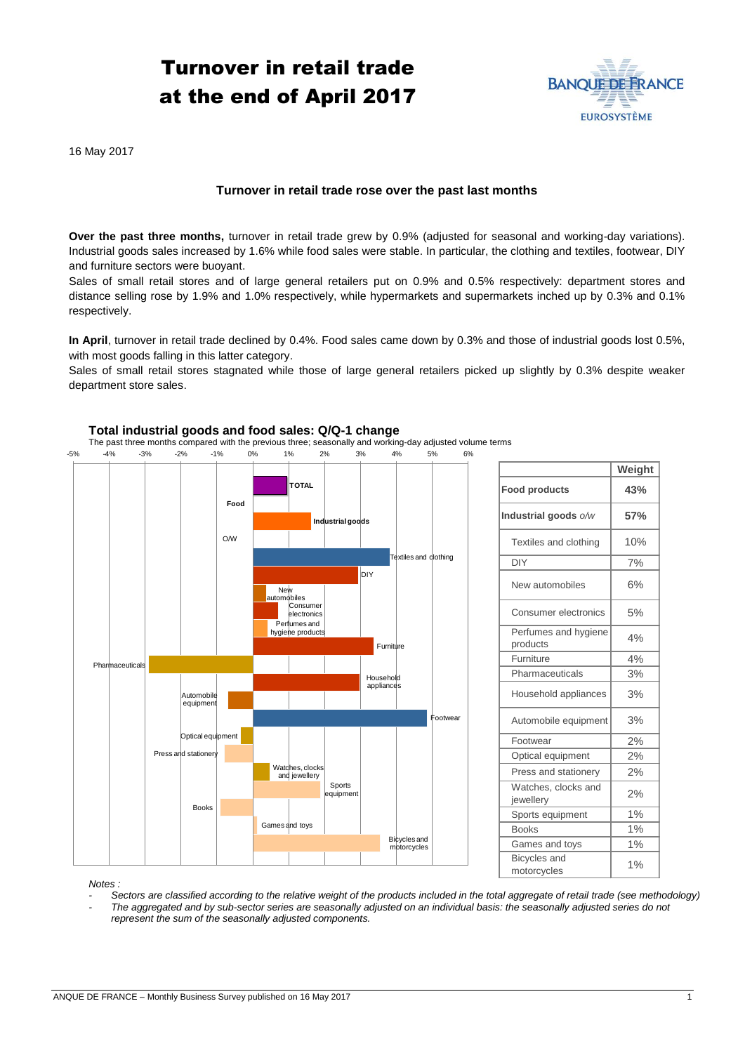#### Turnover in retail trade at the end of April 2017

16 May 2017

### Turnover in retail trade rose over the past last months

**Over the past three months,** turnover in retail trade grew by 0.9% (adjusted for seasonal and working-day variations). Industrial goods sales increased by 1.6% while food sales were stable. In particular, the clothing and textiles, footwear, DIY and furniture sectors were buoyant.

Sales of small retail stores and of large general retailers put on 0.9% and 0.5% respectively: department stores and distance selling rose by 1.9% and 1.0% respectively, while hypermarkets and supermarkets inched up by 0.3% and 0.1% respectively.

**In April**, turnover in retail trade declined by 0.4%. Food sales came down by 0.3% and those of industrial goods lost 0.5%, with most goods falling in this latter category.

Sales of small retail stores stagnated while those of large general retailers picked up slightly by 0.3% despite weaker department store sales.

**Total industrial goods and food sales: Q/Q-1 change**

The past three months compared with the previous three; seasonally and working-day adjusted volume terms

| | Weight |
|---|---|
| **Food products** | **43%** |
| **Industrial goods** *o/w* | **57%** |
| Textiles and clothing | 10% |
| DIY | 7% |
| New automobiles | 6% |
| Consumer electronics | 5% |
| Perfumes and hygiene products | 4% |
| Furniture | 4% |
| Pharmaceuticals | 3% |
| Household appliances | 3% |
| Automobile equipment | 3% |
| Footwear | 2% |
| Optical equipment | 2% |
| Press and stationery | 2% |
| Watches, clocks and jewellery | 2% |
| Sports equipment | 1% |
| Books | 1% |
| Games and toys | 1% |
| Bicycles and motorcycles | 1% |

*Notes :*

- *Sectors are classified according to the relative weight of the products included in the total aggregate of retail trade (see methodology)*
- *The aggregated and by sub-sector series are seasonally adjusted on an individual basis: the seasonally adjusted series do not represent the sum of the seasonally adjusted components.*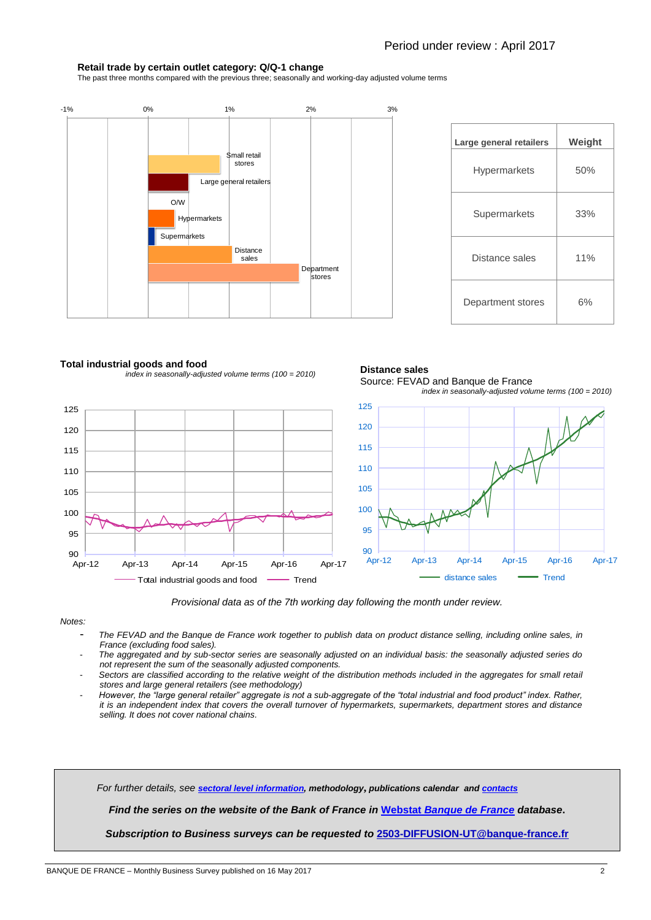Period under review : April 2017

**Retail trade by certain outlet category: Q/Q-1 change**

The past three months compared with the previous three; seasonally and working-day adjusted volume terms

-1%
0%
1%
2%
3%
Small retail stores
Large general retailers
O/W
Hypermarkets
Supermarkets
Distance sales
Department stores

| Large general retailers | Weight |
|---|---|
| Hypermarkets | 50% |
| Supermarkets | 33% |
| Distance sales | 11% |
| Department stores | 6% |

**Total industrial goods and food**

*index in seasonally-adjusted volume terms (100 = 2010)*

125
120
115
110
105
100
95
90
Apr-12
Apr-13
Apr-14
Apr-15
Apr-16
Apr-17
Total industrial goods and food
Trend

**Distance sales**

Source: FEVAD and Banque de France

*index in seasonally-adjusted volume terms (100 = 2010)*

125
120
115
110
105
100
95
90
Apr-12
Apr-13
Apr-14
Apr-15
Apr-16
Apr-17
distance sales
Trend

*Provisional data as of the 7th working day following the month under review.*

*Notes:*

- *The FEVAD and the Banque de France work together to publish data on product distance selling, including online sales, in France (excluding food sales).*
- *The aggregated and by sub-sector series are seasonally adjusted on an individual basis: the seasonally adjusted series do not represent the sum of the seasonally adjusted components.*
- *Sectors are classified according to the relative weight of the distribution methods included in the aggregates for small retail stores and large general retailers (see methodology)*
- *However, the "large general retailer" aggregate is not a sub-aggregate of the "total industrial and food product" index. Rather, it is an independent index that covers the overall turnover of hypermarkets, supermarkets, department stores and distance selling. It does not cover national chains.*

*For further details, see* ***sectoral level information****,* ***methodology****,* ***publications calendar*** *and* ***contacts***

***Find the series on the website of the Bank of France in Webstat Banque de France database.***

***Subscription to Business surveys can be requested to 2503-DIFFUSION-UT@banque-france.fr***

BANQUE DE FRANCE – Monthly Business Survey published on 16 May 2017